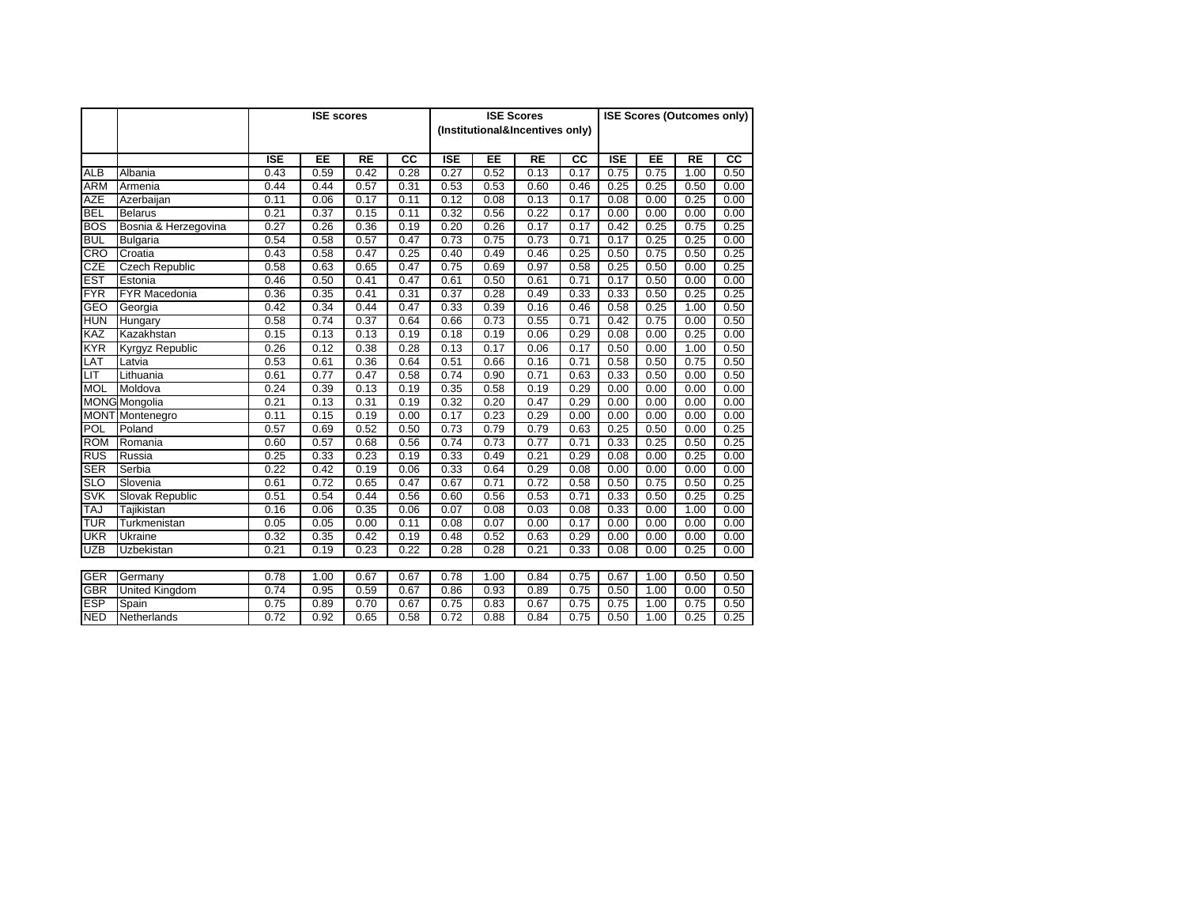| | | ISE scores | | | | ISE Scores (Institutional&Incentives only) | | | | ISE Scores (Outcomes only) | | | |
|---|---|---|---|---|---|---|---|---|---|---|---|---|---|
| | | ISE | EE | RE | CC | ISE | EE | RE | CC | ISE | EE | RE | CC |
| ALB | Albania | 0.43 | 0.59 | 0.42 | 0.28 | 0.27 | 0.52 | 0.13 | 0.17 | 0.75 | 0.75 | 1.00 | 0.50 |
| ARM | Armenia | 0.44 | 0.44 | 0.57 | 0.31 | 0.53 | 0.53 | 0.60 | 0.46 | 0.25 | 0.25 | 0.50 | 0.00 |
| AZE | Azerbaijan | 0.11 | 0.06 | 0.17 | 0.11 | 0.12 | 0.08 | 0.13 | 0.17 | 0.08 | 0.00 | 0.25 | 0.00 |
| BEL | Belarus | 0.21 | 0.37 | 0.15 | 0.11 | 0.32 | 0.56 | 0.22 | 0.17 | 0.00 | 0.00 | 0.00 | 0.00 |
| BOS | Bosnia & Herzegovina | 0.27 | 0.26 | 0.36 | 0.19 | 0.20 | 0.26 | 0.17 | 0.17 | 0.42 | 0.25 | 0.75 | 0.25 |
| BUL | Bulgaria | 0.54 | 0.58 | 0.57 | 0.47 | 0.73 | 0.75 | 0.73 | 0.71 | 0.17 | 0.25 | 0.25 | 0.00 |
| CRO | Croatia | 0.43 | 0.58 | 0.47 | 0.25 | 0.40 | 0.49 | 0.46 | 0.25 | 0.50 | 0.75 | 0.50 | 0.25 |
| CZE | Czech Republic | 0.58 | 0.63 | 0.65 | 0.47 | 0.75 | 0.69 | 0.97 | 0.58 | 0.25 | 0.50 | 0.00 | 0.25 |
| EST | Estonia | 0.46 | 0.50 | 0.41 | 0.47 | 0.61 | 0.50 | 0.61 | 0.71 | 0.17 | 0.50 | 0.00 | 0.00 |
| FYR | FYR Macedonia | 0.36 | 0.35 | 0.41 | 0.31 | 0.37 | 0.28 | 0.49 | 0.33 | 0.33 | 0.50 | 0.25 | 0.25 |
| GEO | Georgia | 0.42 | 0.34 | 0.44 | 0.47 | 0.33 | 0.39 | 0.16 | 0.46 | 0.58 | 0.25 | 1.00 | 0.50 |
| HUN | Hungary | 0.58 | 0.74 | 0.37 | 0.64 | 0.66 | 0.73 | 0.55 | 0.71 | 0.42 | 0.75 | 0.00 | 0.50 |
| KAZ | Kazakhstan | 0.15 | 0.13 | 0.13 | 0.19 | 0.18 | 0.19 | 0.06 | 0.29 | 0.08 | 0.00 | 0.25 | 0.00 |
| KYR | Kyrgyz Republic | 0.26 | 0.12 | 0.38 | 0.28 | 0.13 | 0.17 | 0.06 | 0.17 | 0.50 | 0.00 | 1.00 | 0.50 |
| LAT | Latvia | 0.53 | 0.61 | 0.36 | 0.64 | 0.51 | 0.66 | 0.16 | 0.71 | 0.58 | 0.50 | 0.75 | 0.50 |
| LIT | Lithuania | 0.61 | 0.77 | 0.47 | 0.58 | 0.74 | 0.90 | 0.71 | 0.63 | 0.33 | 0.50 | 0.00 | 0.50 |
| MOL | Moldova | 0.24 | 0.39 | 0.13 | 0.19 | 0.35 | 0.58 | 0.19 | 0.29 | 0.00 | 0.00 | 0.00 | 0.00 |
| MONG | Mongolia | 0.21 | 0.13 | 0.31 | 0.19 | 0.32 | 0.20 | 0.47 | 0.29 | 0.00 | 0.00 | 0.00 | 0.00 |
| MONT | Montenegro | 0.11 | 0.15 | 0.19 | 0.00 | 0.17 | 0.23 | 0.29 | 0.00 | 0.00 | 0.00 | 0.00 | 0.00 |
| POL | Poland | 0.57 | 0.69 | 0.52 | 0.50 | 0.73 | 0.79 | 0.79 | 0.63 | 0.25 | 0.50 | 0.00 | 0.25 |
| ROM | Romania | 0.60 | 0.57 | 0.68 | 0.56 | 0.74 | 0.73 | 0.77 | 0.71 | 0.33 | 0.25 | 0.50 | 0.25 |
| RUS | Russia | 0.25 | 0.33 | 0.23 | 0.19 | 0.33 | 0.49 | 0.21 | 0.29 | 0.08 | 0.00 | 0.25 | 0.00 |
| SER | Serbia | 0.22 | 0.42 | 0.19 | 0.06 | 0.33 | 0.64 | 0.29 | 0.08 | 0.00 | 0.00 | 0.00 | 0.00 |
| SLO | Slovenia | 0.61 | 0.72 | 0.65 | 0.47 | 0.67 | 0.71 | 0.72 | 0.58 | 0.50 | 0.75 | 0.50 | 0.25 |
| SVK | Slovak Republic | 0.51 | 0.54 | 0.44 | 0.56 | 0.60 | 0.56 | 0.53 | 0.71 | 0.33 | 0.50 | 0.25 | 0.25 |
| TAJ | Tajikistan | 0.16 | 0.06 | 0.35 | 0.06 | 0.07 | 0.08 | 0.03 | 0.08 | 0.33 | 0.00 | 1.00 | 0.00 |
| TUR | Turkmenistan | 0.05 | 0.05 | 0.00 | 0.11 | 0.08 | 0.07 | 0.00 | 0.17 | 0.00 | 0.00 | 0.00 | 0.00 |
| UKR | Ukraine | 0.32 | 0.35 | 0.42 | 0.19 | 0.48 | 0.52 | 0.63 | 0.29 | 0.00 | 0.00 | 0.00 | 0.00 |
| UZB | Uzbekistan | 0.21 | 0.19 | 0.23 | 0.22 | 0.28 | 0.28 | 0.21 | 0.33 | 0.08 | 0.00 | 0.25 | 0.00 |
| GER | Germany | 0.78 | 1.00 | 0.67 | 0.67 | 0.78 | 1.00 | 0.84 | 0.75 | 0.67 | 1.00 | 0.50 | 0.50 |
| GBR | United Kingdom | 0.74 | 0.95 | 0.59 | 0.67 | 0.86 | 0.93 | 0.89 | 0.75 | 0.50 | 1.00 | 0.00 | 0.50 |
| ESP | Spain | 0.75 | 0.89 | 0.70 | 0.67 | 0.75 | 0.83 | 0.67 | 0.75 | 0.75 | 1.00 | 0.75 | 0.50 |
| NED | Netherlands | 0.72 | 0.92 | 0.65 | 0.58 | 0.72 | 0.88 | 0.84 | 0.75 | 0.50 | 1.00 | 0.25 | 0.25 |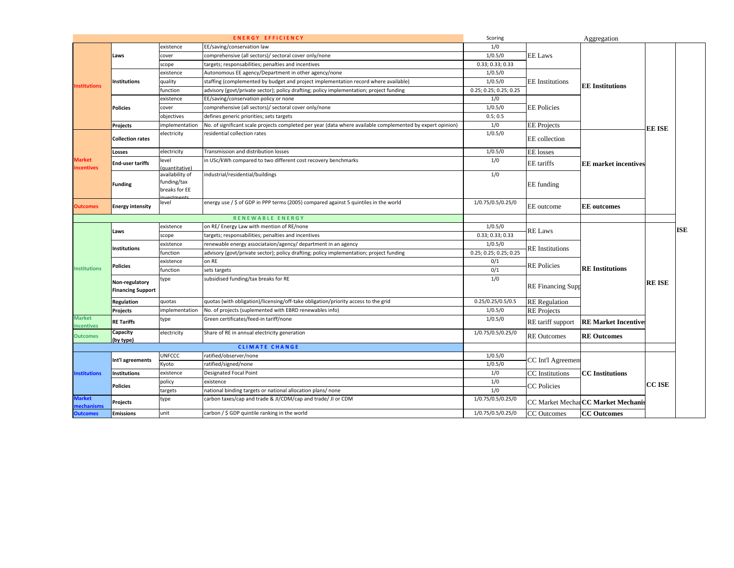| | | | ENERGY EFFICIENCY | Scoring | Aggregation | | | |
|---|---|---|---|---|---|---|---|---|
| Institutions | Laws | existence | EE/saving/conservation law | 1/0 | EE Laws | EE Institutions | EE ISE | ISE |
| | | cover | comprehensive (all sectors)/ sectoral cover only/none | 1/0.5/0 | | | | |
| | | scope | targets; responsabilities; penalties and incentives | 0.33; 0.33; 0.33 | | | | |
| | Institutions | existence | Autonomous EE agency/Department in other agency/none | 1/0.5/0 | EE Institutions | | | |
| | | quality | staffing (complemented by budget and project implementation record where available) | 1/0.5/0 | | | | |
| | | function | advisory (govt/private sector); policy drafting; policy implementation; project funding | 0.25; 0.25; 0.25; 0.25 | | | | |
| | Policies | existence | EE/saving/conservation policy or none | 1/0 | EE Policies | | | |
| | | cover | comprehensive (all sectors)/ sectoral cover only/none | 1/0.5/0 | | | | |
| | | objectives | defines generic priorities; sets targets | 0.5; 0.5 | | | | |
| | Projects | implementation | No. of significant scale projects completed per year (data where available complemented by expert opinion) | 1/0 | EE Projects | | | |
| Market incentives | Collection rates | electricity | residential collection rates | 1/0.5/0 | EE collection | EE market incentives | | |
| | Losses | electricity | Transmission and distribution losses | 1/0.5/0 | EE losses | | | |
| | End-user tariffs | level (quantitative) | in USc/kWh compared to two different cost recovery benchmarks | 1/0 | EE tariffs | | | |
| | Funding | availability of funding/tax breaks for EE investments | industrial/residential/buildings | 1/0 | EE funding | | | |
| Outcomes | Energy intensity | level | energy use / $ of GDP in PPP terms (2005) compared against 5 quintiles in the world | 1/0.75/0.5/0.25/0 | EE outcome | EE outcomes | | |
| | | | RENEWABLE ENERGY | | | | | |
| Institutions | Laws | existence | on RE/ Energy Law with mention of RE/none | 1/0.5/0 | RE Laws | RE Institutions | RE ISE | |
| | | scope | targets; responsabilities; penalties and incentives | 0.33; 0.33; 0.33 | | | | |
| | Institutions | existence | renewable energy associataion/agency/ department in an agency | 1/0.5/0 | RE Institutions | | | |
| | | function | advisory (govt/private sector); policy drafting; policy implementation; project funding | 0.25; 0.25; 0.25; 0.25 | | | | |
| | Policies | existence | on RE | 0/1 | RE Policies | | | |
| | | function | sets targets | 0/1 | | | | |
| | Non-regulatory Financing Support | type | subsidised funding/tax breaks for RE | 1/0 | RE Financing Supp | | | |
| | Regulation | quotas | quotas (with obligation)/licensing/off-take obligation/priority access to the grid | 0.25/0.25/0.5/0.5 | RE Regulation | | | |
| | Projects | implementation | No. of projects (suplemented with EBRD renewables info) | 1/0.5/0 | RE Projects | | | |
| Market incentives | RE Tariffs | type | Green certificates/feed-in tariff/none | 1/0.5/0 | RE tariff support | RE Market Incentives | | |
| Outcomes | Capacity (by type) | electricity | Share of RE in annual electricity generation | 1/0.75/0.5/0.25/0 | RE Outcomes | RE Outcomes | | |
| | | | CLIMATE CHANGE | | | | | |
| Institutions | Int'l agreements | UNFCCC | ratified/observer/none | 1/0.5/0 | CC Int'l Agreement | CC Institutions | CC ISE | |
| | | Kyoto | ratified/signed/none | 1/0.5/0 | | | | |
| | Institutions | existence | Designated Focal Point | 1/0 | CC Institutions | | | |
| | Policies | policy | existence | 1/0 | CC Policies | | | |
| | | targets | national binding targets or national allocation plans/ none | 1/0 | | | | |
| Market mechanisms | Projects | type | carbon taxes/cap and trade & JI/CDM/cap and trade/ JI or CDM | 1/0.75/0.5/0.25/0 | CC Market Mechan | CC Market Mechanis | | |
| Outcomes | Emissions | unit | carbon / $ GDP quintile ranking in the world | 1/0.75/0.5/0.25/0 | CC Outcomes | CC Outcomes | | |